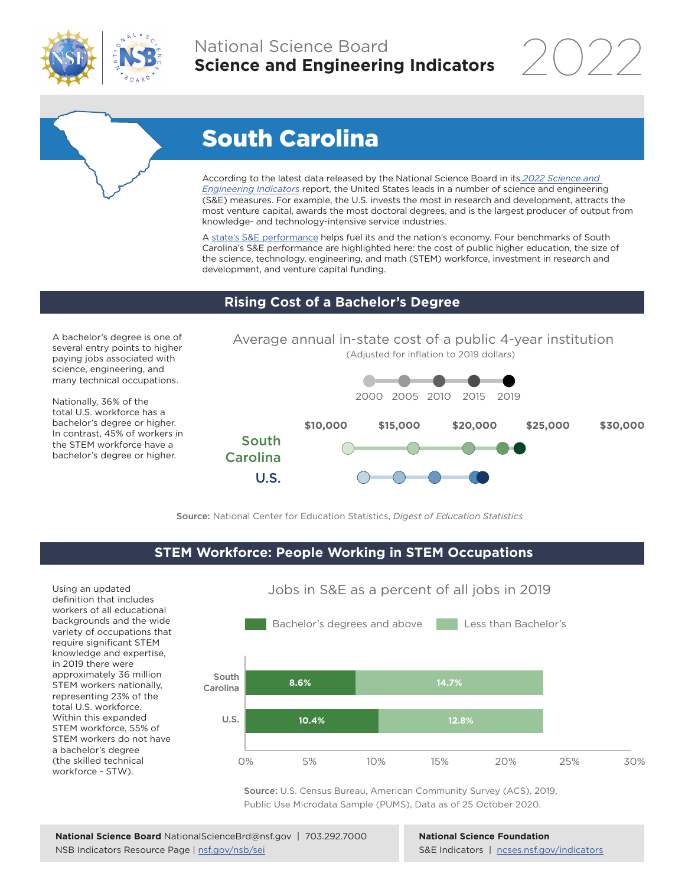# National Science Board
## Science and Engineering Indicators 2022

# South Carolina

According to the latest data released by the National Science Board in its *2022 Science and Engineering Indicators* report, the United States leads in a number of science and engineering (S&E) measures. For example, the U.S. invests the most in research and development, attracts the most venture capital, awards the most doctoral degrees, and is the largest producer of output from knowledge- and technology-intensive service industries.

A state's S&E performance helps fuel its and the nation's economy. Four benchmarks of South Carolina's S&E performance are highlighted here: the cost of public higher education, the size of the science, technology, engineering, and math (STEM) workforce, investment in research and development, and venture capital funding.

## Rising Cost of a Bachelor's Degree

A bachelor's degree is one of several entry points to higher paying jobs associated with science, engineering, and many technical occupations.

Nationally, 36% of the total U.S. workforce has a bachelor's degree or higher. In contrast, 45% of workers in the STEM workforce have a bachelor's degree or higher.

Average annual in-state cost of a public 4-year institution
(Adjusted for inflation to 2019 dollars)

2000 2005 2010 2015 2019

$10,000 $15,000 $20,000 $25,000 $30,000

South Carolina

U.S.

**Source:** National Center for Education Statistics, *Digest of Education Statistics*

## STEM Workforce: People Working in STEM Occupations

Using an updated definition that includes workers of all educational backgrounds and the wide variety of occupations that require significant STEM knowledge and expertise, in 2019 there were approximately 36 million STEM workers nationally, representing 23% of the total U.S. workforce. Within this expanded STEM workforce, 55% of STEM workers do not have a bachelor's degree (the skilled technical workforce - STW).

Jobs in S&E as a percent of all jobs in 2019

| | Bachelor's degrees and above | Less than Bachelor's |
|---|---|---|
| South Carolina | 8.6% | 14.7% |
| U.S. | 10.4% | 12.8% |

**Source:** U.S. Census Bureau, American Community Survey (ACS), 2019, Public Use Microdata Sample (PUMS), Data as of 25 October 2020.

**National Science Board** NationalScienceBrd@nsf.gov | 703.292.7000
NSB Indicators Resource Page | nsf.gov/nsb/sei

**National Science Foundation**
S&E Indicators | ncses.nsf.gov/indicators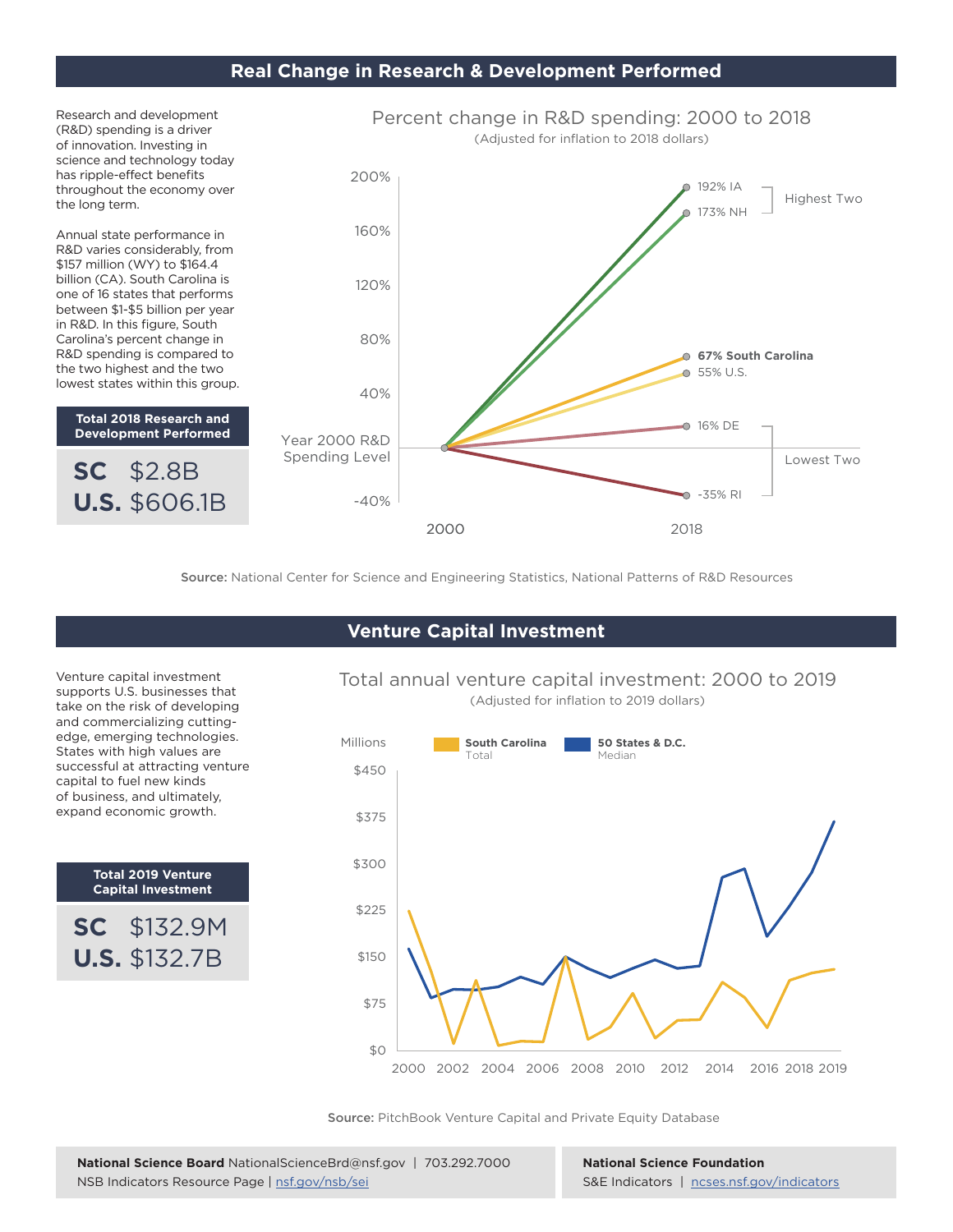## Real Change in Research & Development Performed

Research and development (R&D) spending is a driver of innovation. Investing in science and technology today has ripple-effect benefits throughout the economy over the long term.

Annual state performance in R&D varies considerably, from $157 million (WY) to $164.4 billion (CA). South Carolina is one of 16 states that performs between $1-$5 billion per year in R&D. In this figure, South Carolina's percent change in R&D spending is compared to the two highest and the two lowest states within this group.

**Total 2018 Research and Development Performed**

**SC** $2.8B
**U.S.** $606.1B

Percent change in R&D spending: 2000 to 2018
(Adjusted for inflation to 2018 dollars)

200%
160%
120%
80%
40%
Year 2000 R&D Spending Level
-40%
2000
2018

192% IA
173% NH
Highest Two
**67% South Carolina**
55% U.S.
16% DE
-35% RI
Lowest Two

**Source:** National Center for Science and Engineering Statistics, National Patterns of R&D Resources

## Venture Capital Investment

Venture capital investment supports U.S. businesses that take on the risk of developing and commercializing cutting-edge, emerging technologies. States with high values are successful at attracting venture capital to fuel new kinds of business, and ultimately, expand economic growth.

**Total 2019 Venture Capital Investment**

**SC** $132.9M
**U.S.** $132.7B

Total annual venture capital investment: 2000 to 2019
(Adjusted for inflation to 2019 dollars)

Millions
**South Carolina** Total
**50 States & D.C.** Median

$450
$375
$300
$225
$150
$75
$0

2000 2002 2004 2006 2008 2010 2012 2014 2016 2018 2019

**Source:** PitchBook Venture Capital and Private Equity Database

**National Science Board** NationalScienceBrd@nsf.gov | 703.292.7000
NSB Indicators Resource Page | nsf.gov/nsb/sei

**National Science Foundation**
S&E Indicators | ncses.nsf.gov/indicators